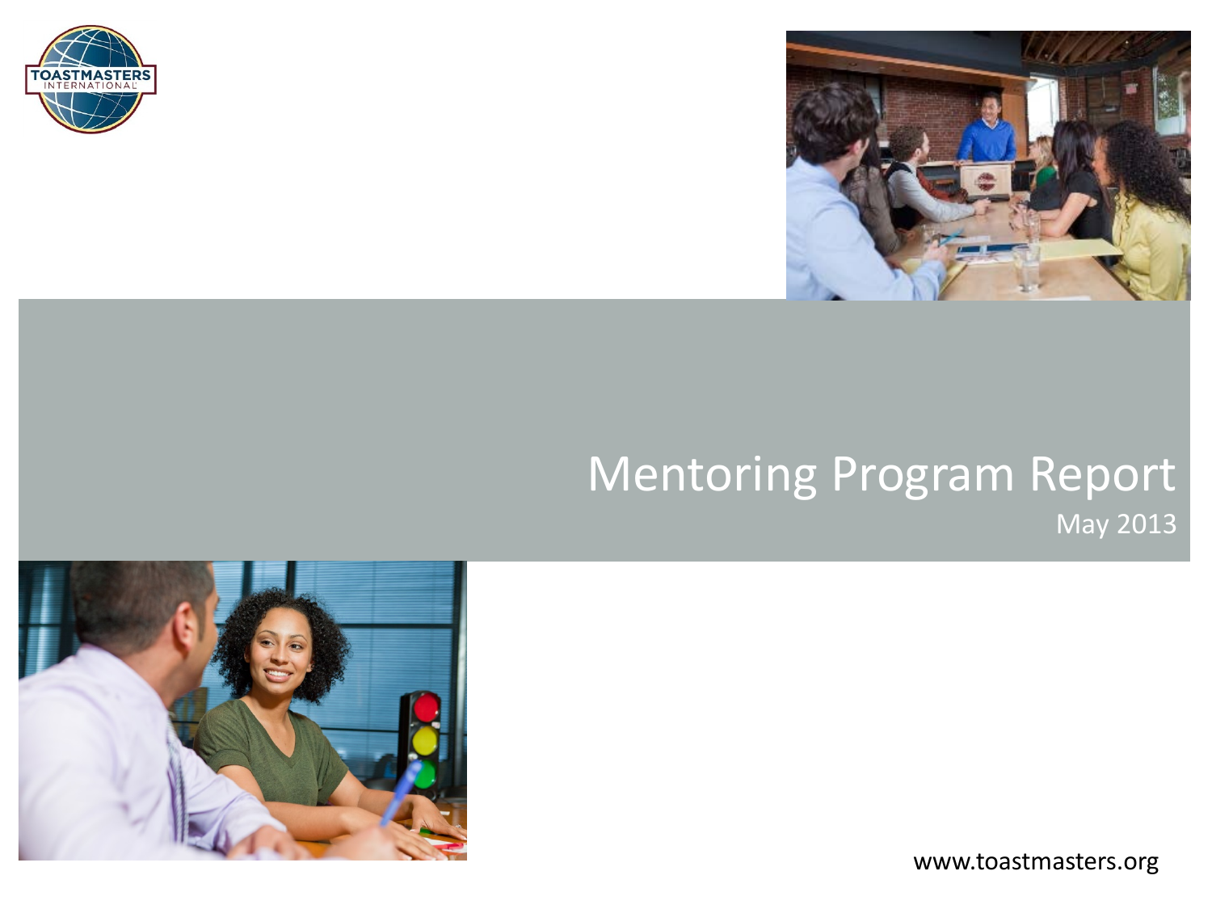# Mentoring Program Report

May 2013

www.toastmasters.org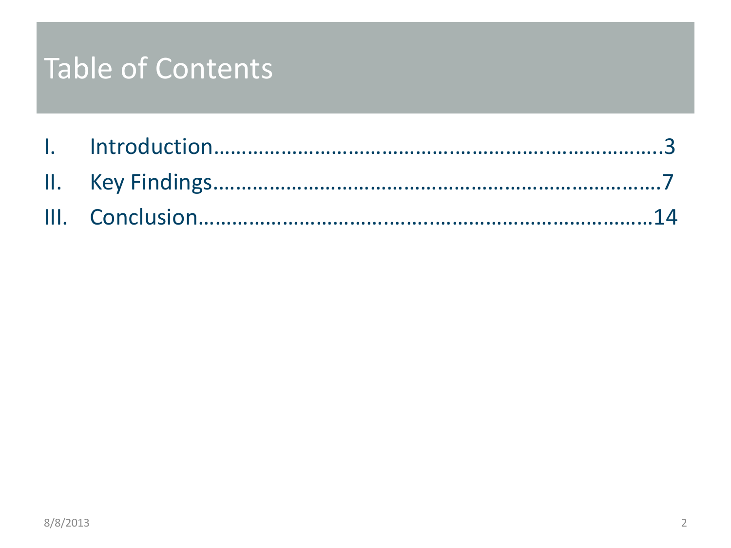# Table of Contents

I. Introduction……………………………………………………………..3

II. Key Findings………………………………………………………….7

III. Conclusion……………………………………………………………14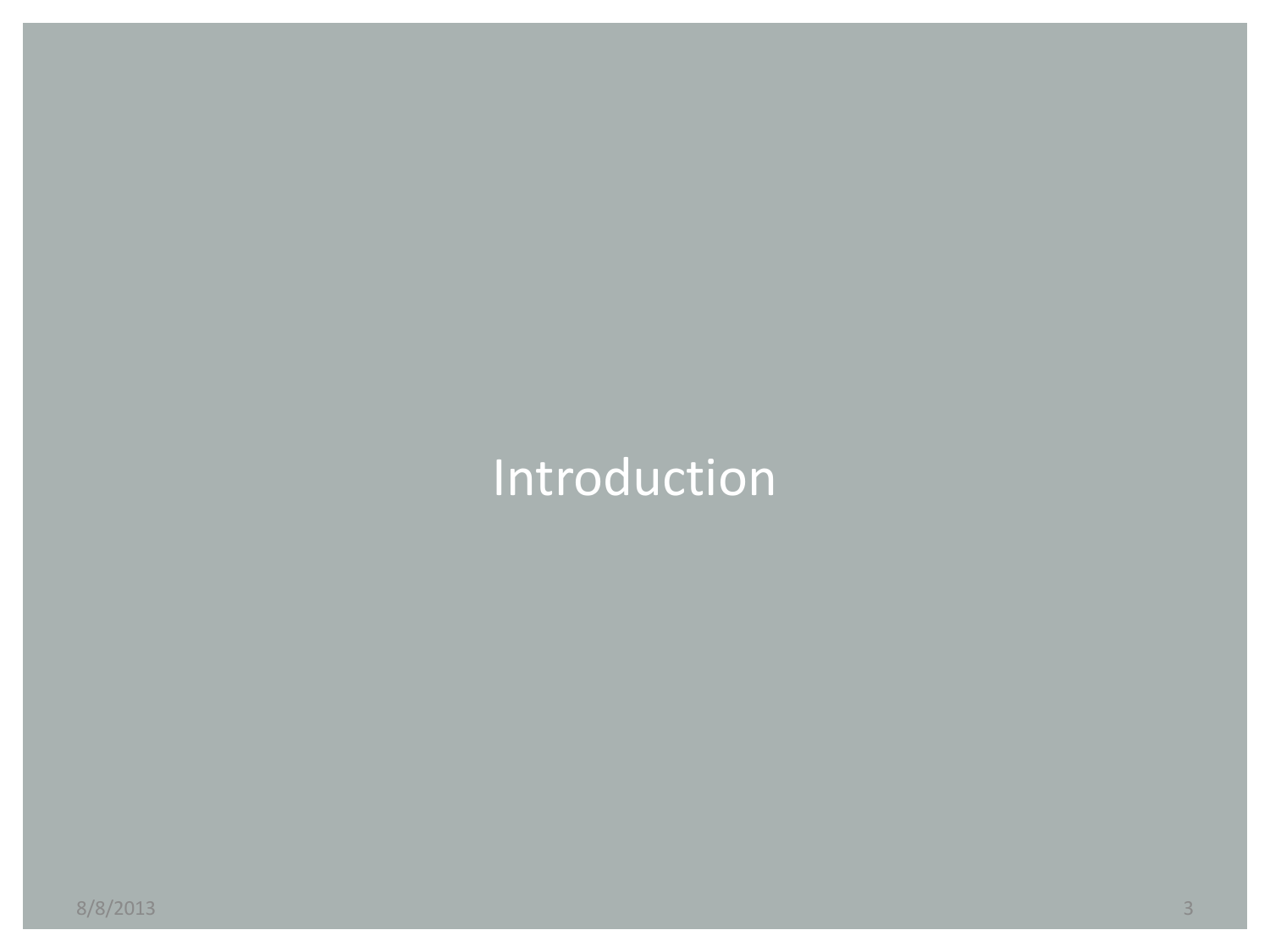# Introduction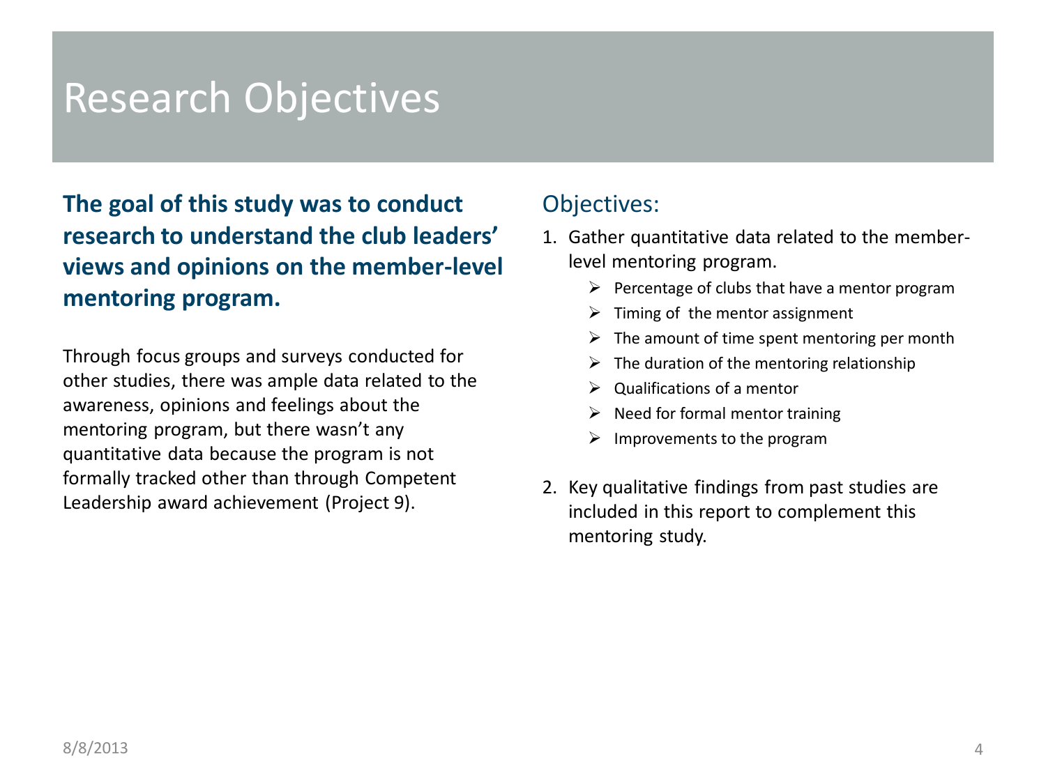# Research Objectives

**The goal of this study was to conduct research to understand the club leaders' views and opinions on the member-level mentoring program.**

Through focus groups and surveys conducted for other studies, there was ample data related to the awareness, opinions and feelings about the mentoring program, but there wasn't any quantitative data because the program is not formally tracked other than through Competent Leadership award achievement (Project 9).

## Objectives:

1. Gather quantitative data related to the member-level mentoring program.
   - Percentage of clubs that have a mentor program
   - Timing of the mentor assignment
   - The amount of time spent mentoring per month
   - The duration of the mentoring relationship
   - Qualifications of a mentor
   - Need for formal mentor training
   - Improvements to the program
2. Key qualitative findings from past studies are included in this report to complement this mentoring study.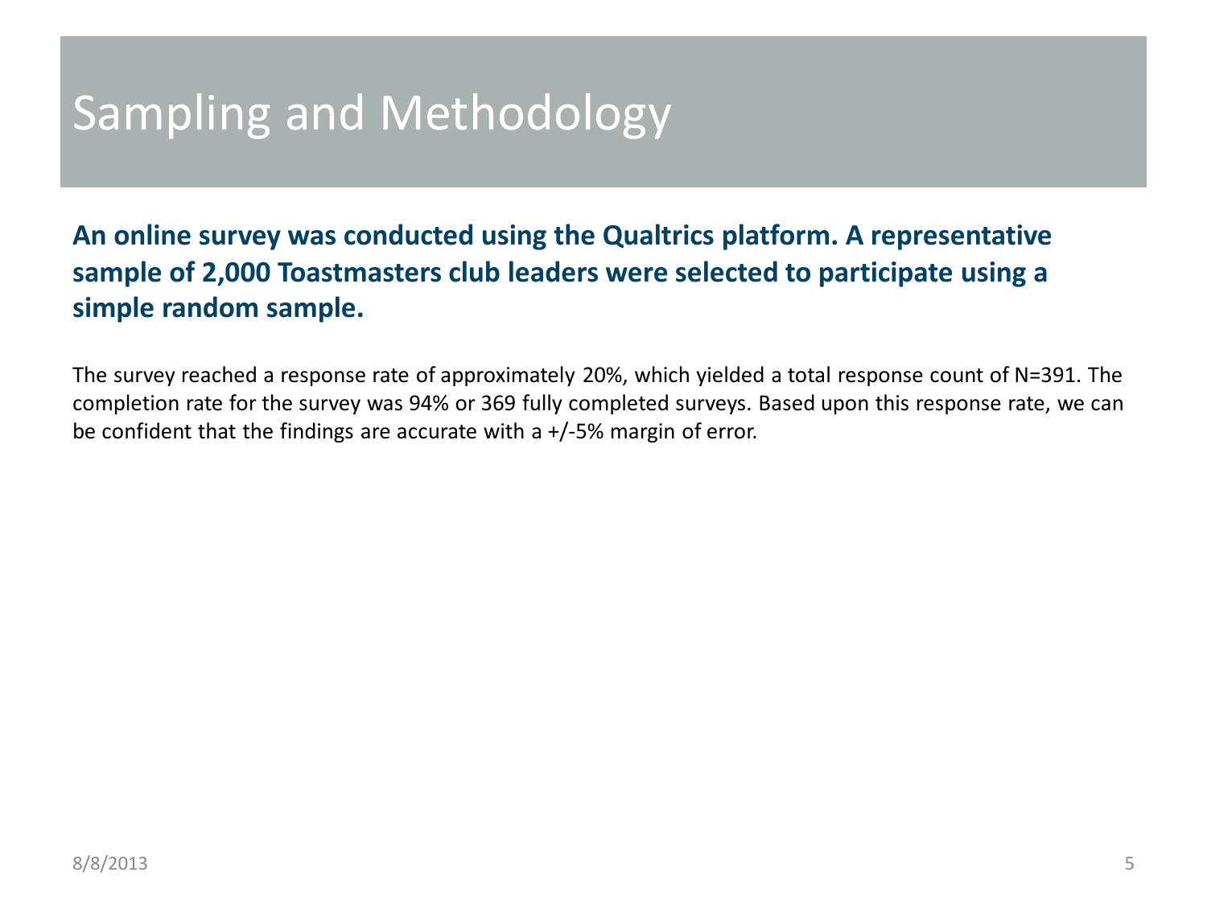# Sampling and Methodology

**An online survey was conducted using the Qualtrics platform. A representative sample of 2,000 Toastmasters club leaders were selected to participate using a simple random sample.**

The survey reached a response rate of approximately 20%, which yielded a total response count of N=391. The completion rate for the survey was 94% or 369 fully completed surveys. Based upon this response rate, we can be confident that the findings are accurate with a +/-5% margin of error.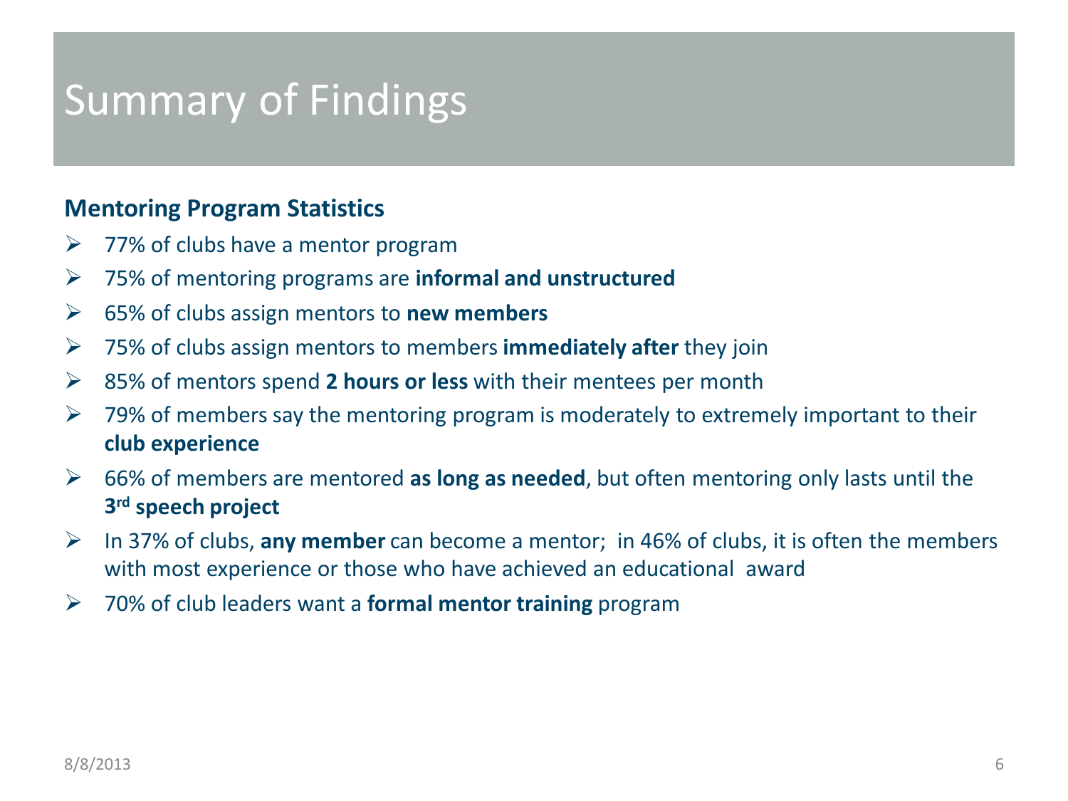# Summary of Findings

**Mentoring Program Statistics**

- 77% of clubs have a mentor program
- 75% of mentoring programs are **informal and unstructured**
- 65% of clubs assign mentors to **new members**
- 75% of clubs assign mentors to members **immediately after** they join
- 85% of mentors spend **2 hours or less** with their mentees per month
- 79% of members say the mentoring program is moderately to extremely important to their **club experience**
- 66% of members are mentored **as long as needed**, but often mentoring only lasts until the **3rd speech project**
- In 37% of clubs, **any member** can become a mentor; in 46% of clubs, it is often the members with most experience or those who have achieved an educational award
- 70% of club leaders want a **formal mentor training** program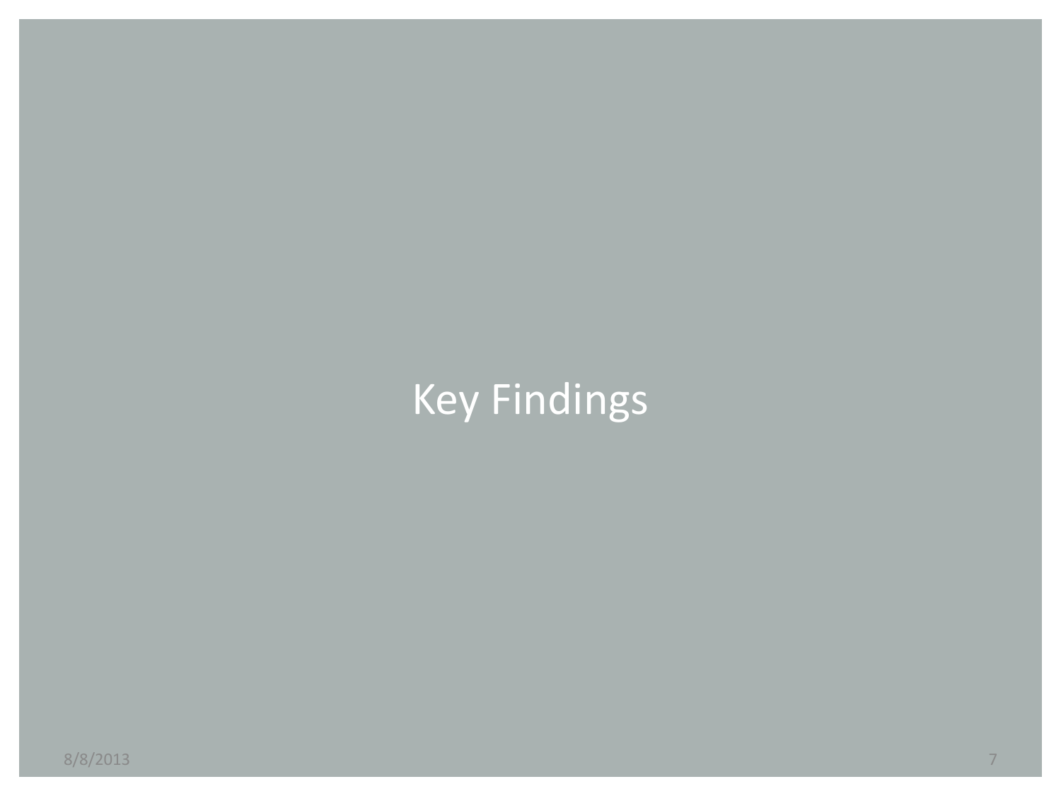# Key Findings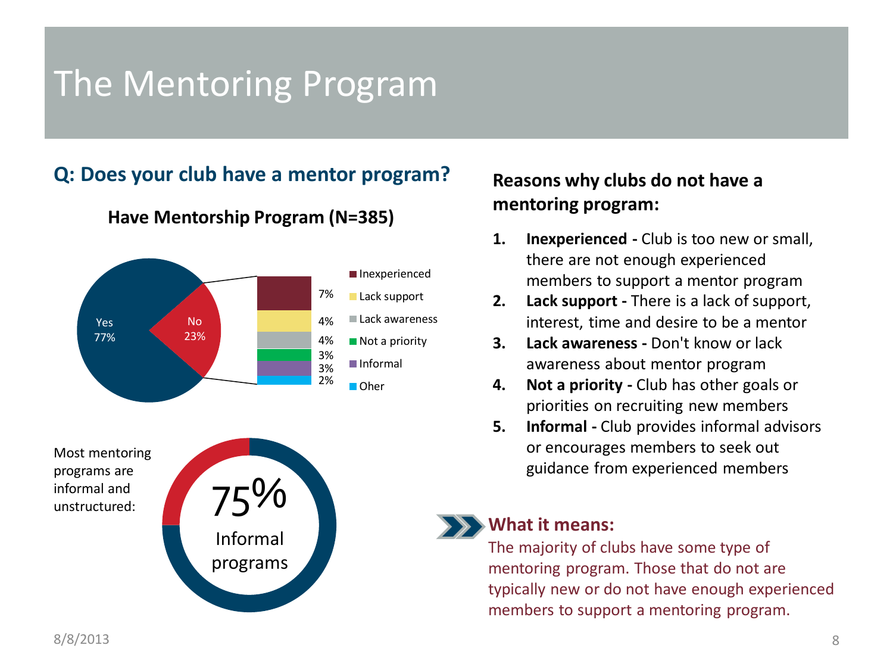# The Mentoring Program

## Q: Does your club have a mentor program?

**Have Mentorship Program (N=385)**

| Response | Percentage |
| --- | --- |
| Yes | 77% |
| No | 23% |

| Reason (No) | Percentage |
| --- | --- |
| Inexperienced | 7% |
| Lack support | 4% |
| Lack awareness | 4% |
| Not a priority | 3% |
| Informal | 3% |
| Oher | 2% |

Most mentoring programs are informal and unstructured:

75% Informal programs

**Reasons why clubs do not have a mentoring program:**

1. **Inexperienced -** Club is too new or small, there are not enough experienced members to support a mentor program
2. **Lack support -** There is a lack of support, interest, time and desire to be a mentor
3. **Lack awareness -** Don't know or lack awareness about mentor program
4. **Not a priority -** Club has other goals or priorities on recruiting new members
5. **Informal -** Club provides informal advisors or encourages members to seek out guidance from experienced members

**What it means:**

The majority of clubs have some type of mentoring program. Those that do not are typically new or do not have enough experienced members to support a mentoring program.

8/8/2013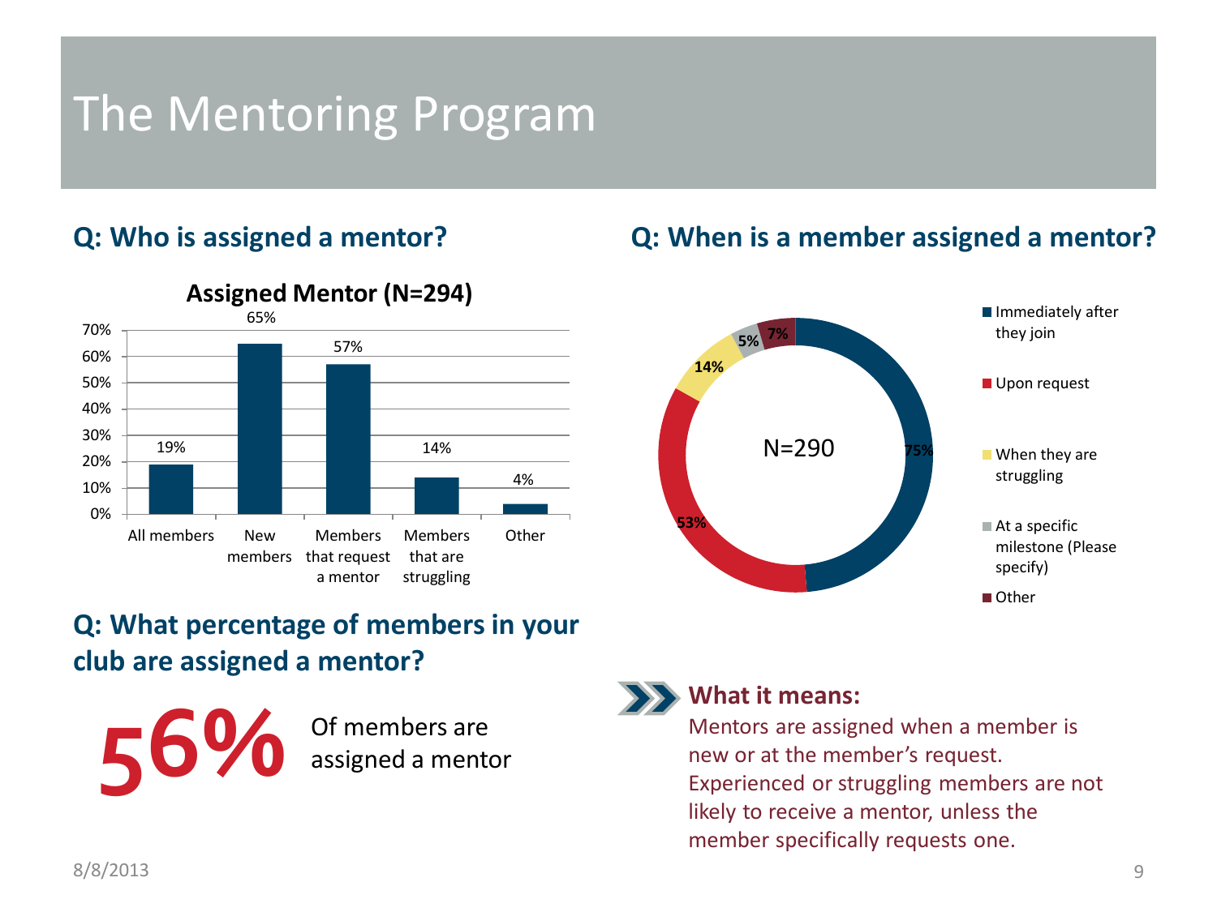# The Mentoring Program

## Q: Who is assigned a mentor?

**Assigned Mentor (N=294)**

| Category | Percentage |
|---|---|
| All members | 19% |
| New members | 65% |
| Members that request a mentor | 57% |
| Members that are struggling | 14% |
| Other | 4% |

## Q: When is a member assigned a mentor?

N=290

| Response | Percentage |
|---|---|
| Immediately after they join | 75% |
| Upon request | 53% |
| When they are struggling | 14% |
| At a specific milestone (Please specify) | 5% |
| Other | 7% |

## Q: What percentage of members in your club are assigned a mentor?

**56%** Of members are assigned a mentor

**What it means:**

Mentors are assigned when a member is new or at the member's request. Experienced or struggling members are not likely to receive a mentor, unless the member specifically requests one.

8/8/2013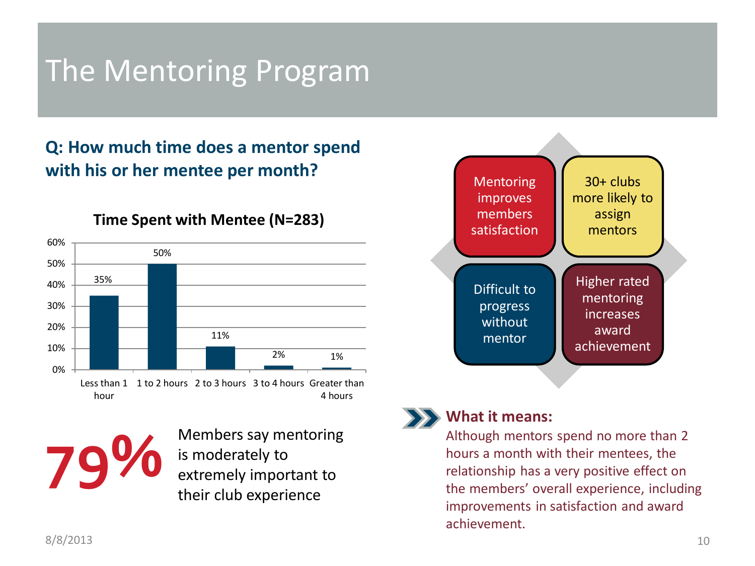# The Mentoring Program

**Q: How much time does a mentor spend with his or her mentee per month?**

**Time Spent with Mentee (N=283)**

| Time Spent | Percentage |
| --- | --- |
| Less than 1 hour | 35% |
| 1 to 2 hours | 50% |
| 2 to 3 hours | 11% |
| 3 to 4 hours | 2% |
| Greater than 4 hours | 1% |

- Mentoring improves members satisfaction
- 30+ clubs more likely to assign mentors
- Difficult to progress without mentor
- Higher rated mentoring increases award achievement

**79%** Members say mentoring is moderately to extremely important to their club experience

**What it means:**

Although mentors spend no more than 2 hours a month with their mentees, the relationship has a very positive effect on the members' overall experience, including improvements in satisfaction and award achievement.

8/8/2013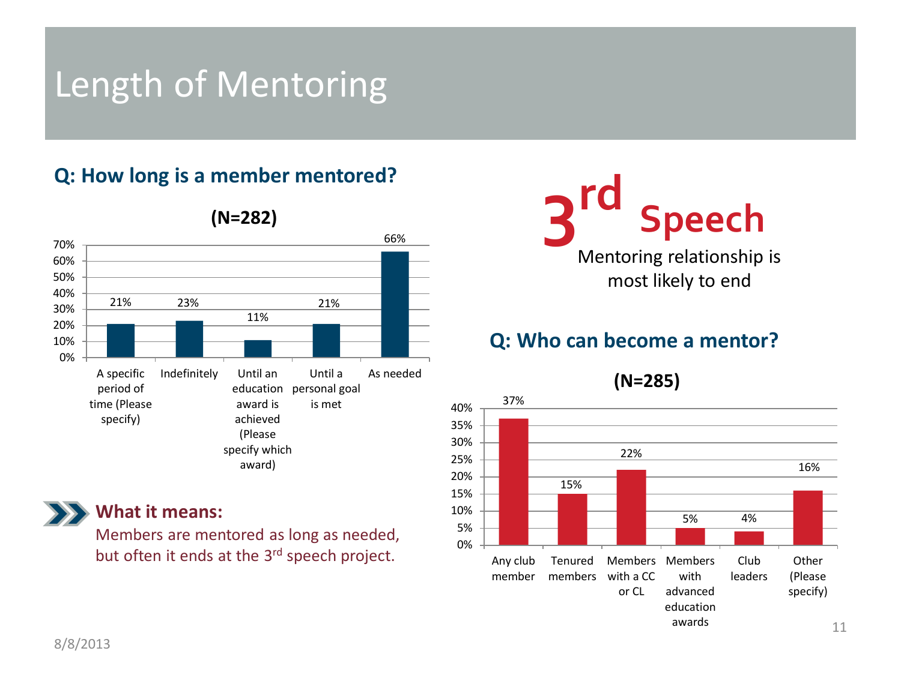# Length of Mentoring

## Q: How long is a member mentored?

**(N=282)**

| Response | Percentage |
| --- | --- |
| A specific period of time (Please specify) | 21% |
| Indefinitely | 23% |
| Until an education award is achieved (Please specify which award) | 11% |
| Until a personal goal is met | 21% |
| As needed | 66% |

### What it means:

Members are mentored as long as needed, but often it ends at the 3rd speech project.

# 3rd Speech

Mentoring relationship is most likely to end

## Q: Who can become a mentor?

**(N=285)**

| Response | Percentage |
| --- | --- |
| Any club member | 37% |
| Tenured members | 15% |
| Members with a CC or CL | 22% |
| Members with advanced education awards | 5% |
| Club leaders | 4% |
| Other (Please specify) | 16% |

8/8/2013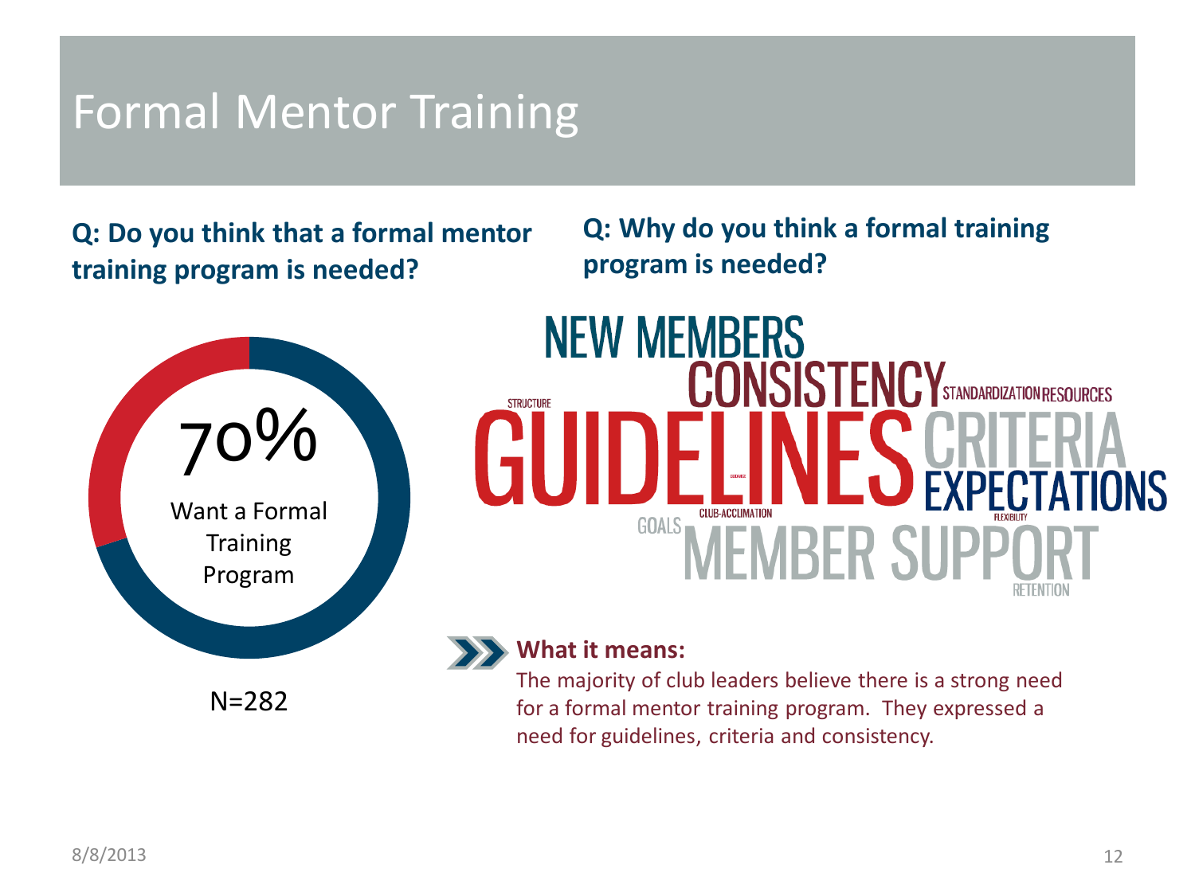# Formal Mentor Training

**Q: Do you think that a formal mentor training program is needed?**

70%

Want a Formal Training Program

N=282

**Q: Why do you think a formal training program is needed?**

NEW MEMBERS CONSISTENCY STANDARDIZATION RESOURCES STRUCTURE GUIDELINES CRITERIA EXPECTATIONS CLUB-ACCLIMATION FLEXIBILITY GOALS MEMBER SUPPORT RETENTION

**What it means:**

The majority of club leaders believe there is a strong need for a formal mentor training program. They expressed a need for guidelines, criteria and consistency.

8/8/2013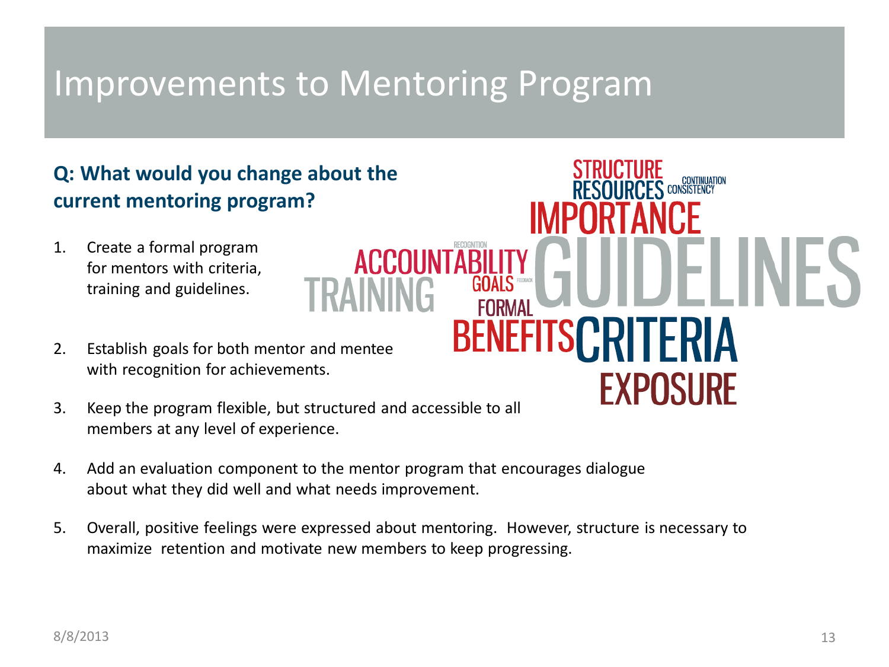# Improvements to Mentoring Program

**Q: What would you change about the current mentoring program?**

1. Create a formal program for mentors with criteria, training and guidelines.
2. Establish goals for both mentor and mentee with recognition for achievements.
3. Keep the program flexible, but structured and accessible to all members at any level of experience.
4. Add an evaluation component to the mentor program that encourages dialogue about what they did well and what needs improvement.
5. Overall, positive feelings were expressed about mentoring. However, structure is necessary to maximize retention and motivate new members to keep progressing.

STRUCTURE RESOURCES CONTINUATION CONSISTENCY IMPORTANCE RECOGNITION ACCOUNTABILITY TRAINING GOALS FEEDBACK FORMAL GUIDELINES BENEFITS CRITERIA EXPOSURE

8/8/2013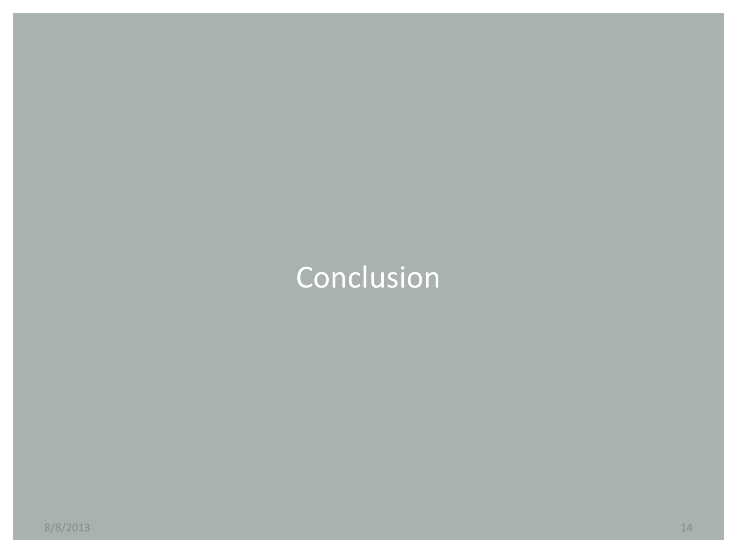# Conclusion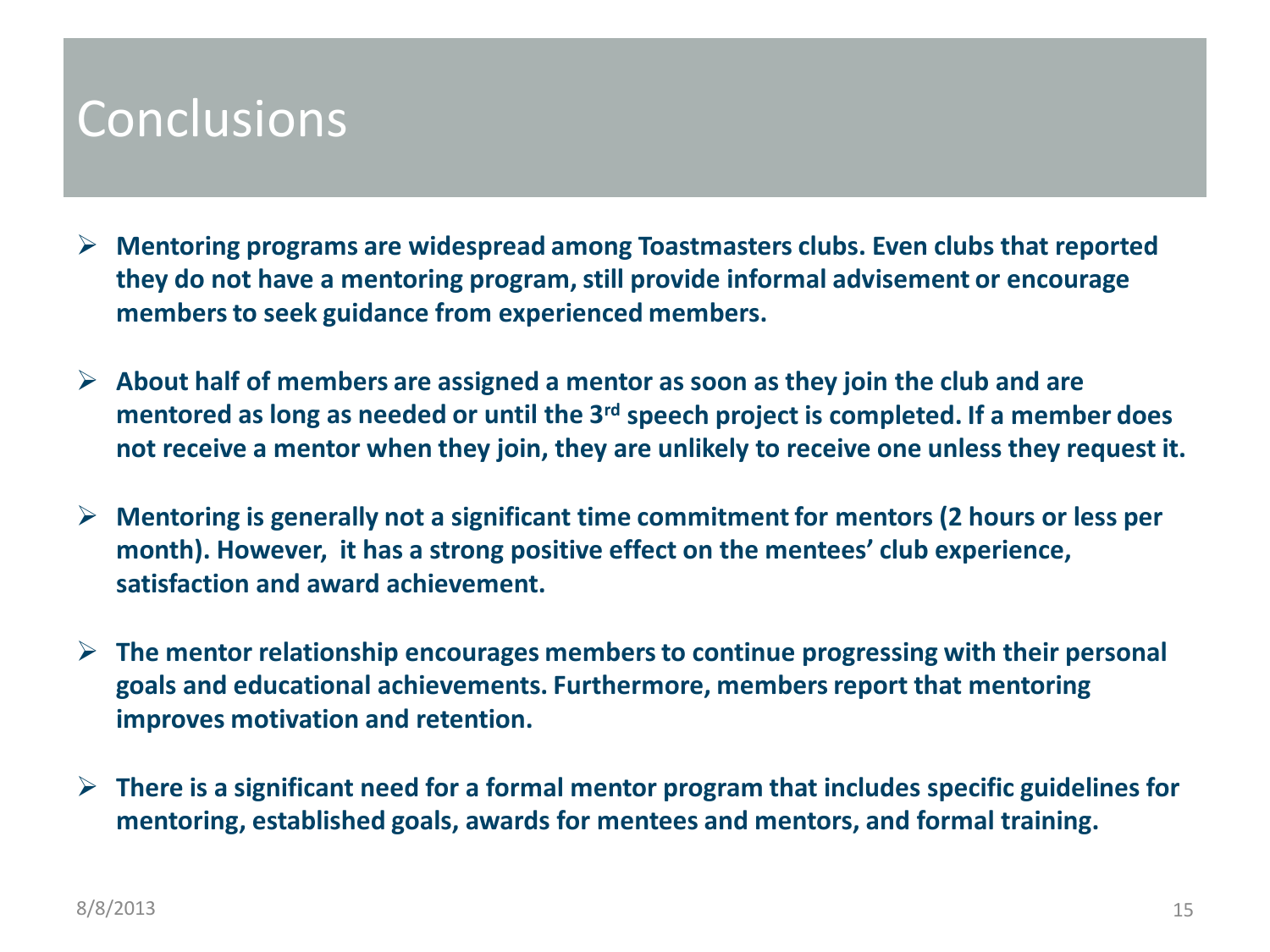# Conclusions

- **Mentoring programs are widespread among Toastmasters clubs. Even clubs that reported they do not have a mentoring program, still provide informal advisement or encourage members to seek guidance from experienced members.**

- **About half of members are assigned a mentor as soon as they join the club and are mentored as long as needed or until the 3rd speech project is completed. If a member does not receive a mentor when they join, they are unlikely to receive one unless they request it.**

- **Mentoring is generally not a significant time commitment for mentors (2 hours or less per month). However, it has a strong positive effect on the mentees' club experience, satisfaction and award achievement.**

- **The mentor relationship encourages members to continue progressing with their personal goals and educational achievements. Furthermore, members report that mentoring improves motivation and retention.**

- **There is a significant need for a formal mentor program that includes specific guidelines for mentoring, established goals, awards for mentees and mentors, and formal training.**